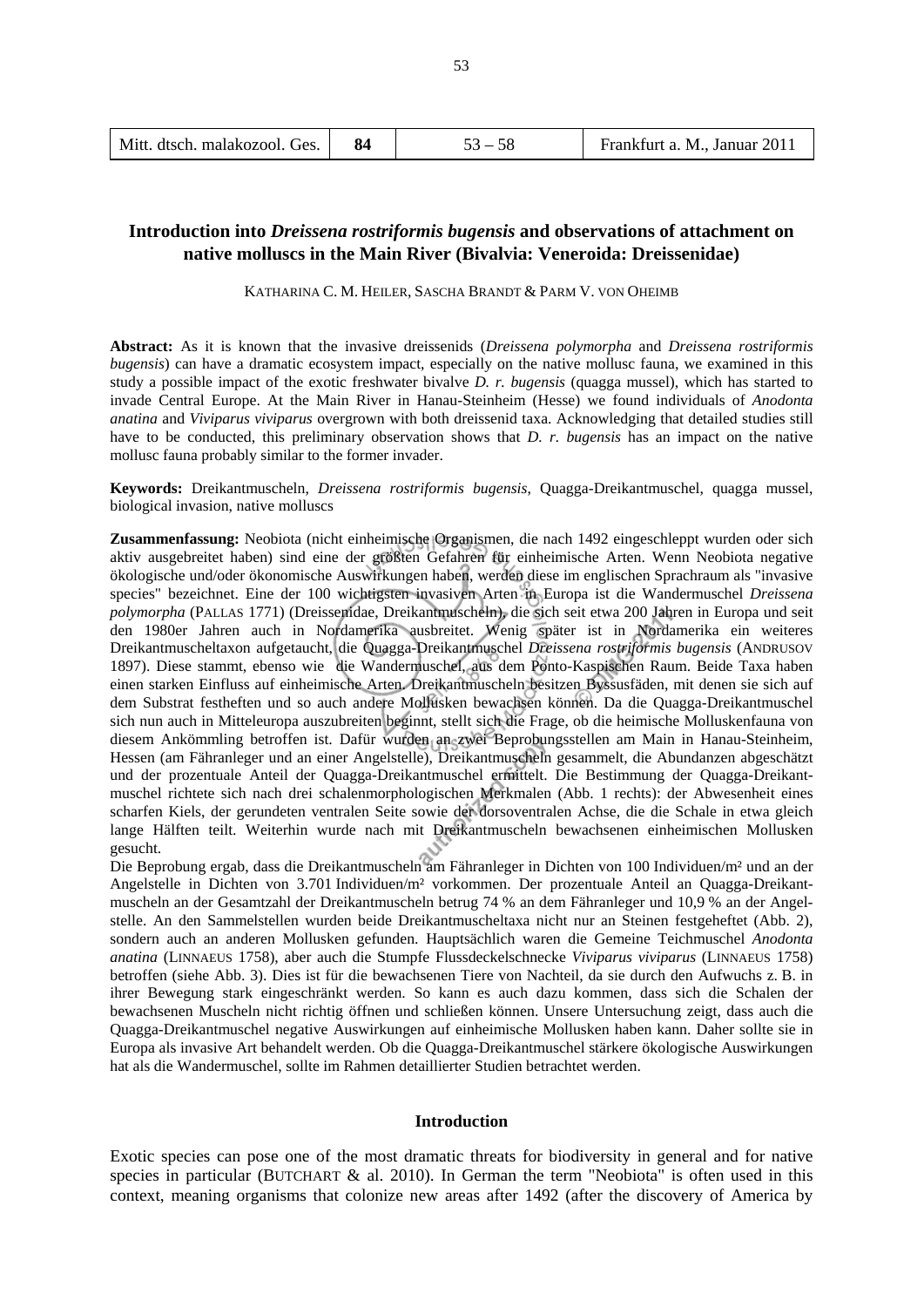# Introduction into *Dreissena rostriformis bugensis* and observations of attachment on native molluscs in the Main River (Bivalvia: Veneroida: Dreissenidae)

KATHARINA C. M. HEILER, SASCHA BRANDT & PARM V. VON OHEIMB

**Abstract:** As it is known that the invasive dreissenids (*Dreissena polymorpha* and *Dreissena rostriformis bugensis*) can have a dramatic ecosystem impact, especially on the native mollusc fauna, we examined in this study a possible impact of the exotic freshwater bivalve *D. r. bugensis* (quagga mussel), which has started to invade Central Europe. At the Main River in Hanau-Steinheim (Hesse) we found individuals of *Anodonta anatina* and *Viviparus viviparus* overgrown with both dreissenid taxa. Acknowledging that detailed studies still have to be conducted, this preliminary observation shows that *D. r. bugensis* has an impact on the native mollusc fauna probably similar to the former invader.

**Keywords:** Dreikantmuscheln, *Dreissena rostriformis bugensis*, Quagga-Dreikantmuschel, quagga mussel, biological invasion, native molluscs

**Zusammenfassung:** Neobiota (nicht einheimische Organismen, die nach 1492 eingeschleppt wurden oder sich aktiv ausgebreitet haben) sind eine der größten Gefahren für einheimische Arten. Wenn Neobiota negative ökologische und/oder ökonomische Auswirkungen haben, werden diese im englischen Sprachraum als "invasive species" bezeichnet. Eine der 100 wichtigsten invasiven Arten in Europa ist die Wandermuschel *Dreissena polymorpha* (PALLAS 1771) (Dreissenidae, Dreikantmuscheln), die sich seit etwa 200 Jahren in Europa und seit den 1980er Jahren auch in Nordamerika ausbreitet. Wenig später ist in Nordamerika ein weiteres Dreikantmuscheltaxon aufgetaucht, die Quagga-Dreikantmuschel *Dreissena rostriformis bugensis* (ANDRUSOV 1897). Diese stammt, ebenso wie die Wandermuschel, aus dem Ponto-Kaspischen Raum. Beide Taxa haben einen starken Einfluss auf einheimische Arten. Dreikantmuscheln besitzen Byssusfäden, mit denen sie sich auf dem Substrat festheften und so auch andere Mollusken bewachsen können. Da die Quagga-Dreikantmuschel sich nun auch in Mitteleuropa auszubreiten beginnt, stellt sich die Frage, ob die heimische Molluskenfauna von diesem Ankömmling betroffen ist. Dafür wurden an zwei Beprobungsstellen am Main in Hanau-Steinheim, Hessen (am Fähranleger und an einer Angelstelle), Dreikantmuscheln gesammelt, die Abundanzen abgeschätzt und der prozentuale Anteil der Quagga-Dreikantmuschel ermittelt. Die Bestimmung der Quagga-Dreikantmuschel richtete sich nach drei schalenmorphologischen Merkmalen (Abb. 1 rechts): der Abwesenheit eines scharfen Kiels, der gerundeten ventralen Seite sowie der dorsoventralen Achse, die die Schale in etwa gleich lange Hälften teilt. Weiterhin wurde nach mit Dreikantmuscheln bewachsenen einheimischen Mollusken gesucht.

Die Beprobung ergab, dass die Dreikantmuscheln am Fähranleger in Dichten von 100 Individuen/m² und an der Angelstelle in Dichten von 3.701 Individuen/m² vorkommen. Der prozentuale Anteil an Quagga-Dreikantmuscheln an der Gesamtzahl der Dreikantmuscheln betrug 74 % an dem Fähranleger und 10,9 % an der Angelstelle. An den Sammelstellen wurden beide Dreikantmuscheltaxa nicht nur an Steinen festgeheftet (Abb. 2), sondern auch an anderen Mollusken gefunden. Hauptsächlich waren die Gemeine Teichmuschel *Anodonta anatina* (LINNAEUS 1758), aber auch die Stumpfe Flussdeckelschnecke *Viviparus viviparus* (LINNAEUS 1758) betroffen (siehe Abb. 3). Dies ist für die bewachsenen Tiere von Nachteil, da sie durch den Aufwuchs z. B. in ihrer Bewegung stark eingeschränkt werden. So kann es auch dazu kommen, dass sich die Schalen der bewachsenen Muscheln nicht richtig öffnen und schließen können. Unsere Untersuchung zeigt, dass auch die Quagga-Dreikantmuschel negative Auswirkungen auf einheimische Mollusken haben kann. Daher sollte sie in Europa als invasive Art behandelt werden. Ob die Quagga-Dreikantmuschel stärkere ökologische Auswirkungen hat als die Wandermuschel, sollte im Rahmen detaillierter Studien betrachtet werden.

## Introduction

Exotic species can pose one of the most dramatic threats for biodiversity in general and for native species in particular (BUTCHART & al. 2010). In German the term "Neobiota" is often used in this context, meaning organisms that colonize new areas after 1492 (after the discovery of America by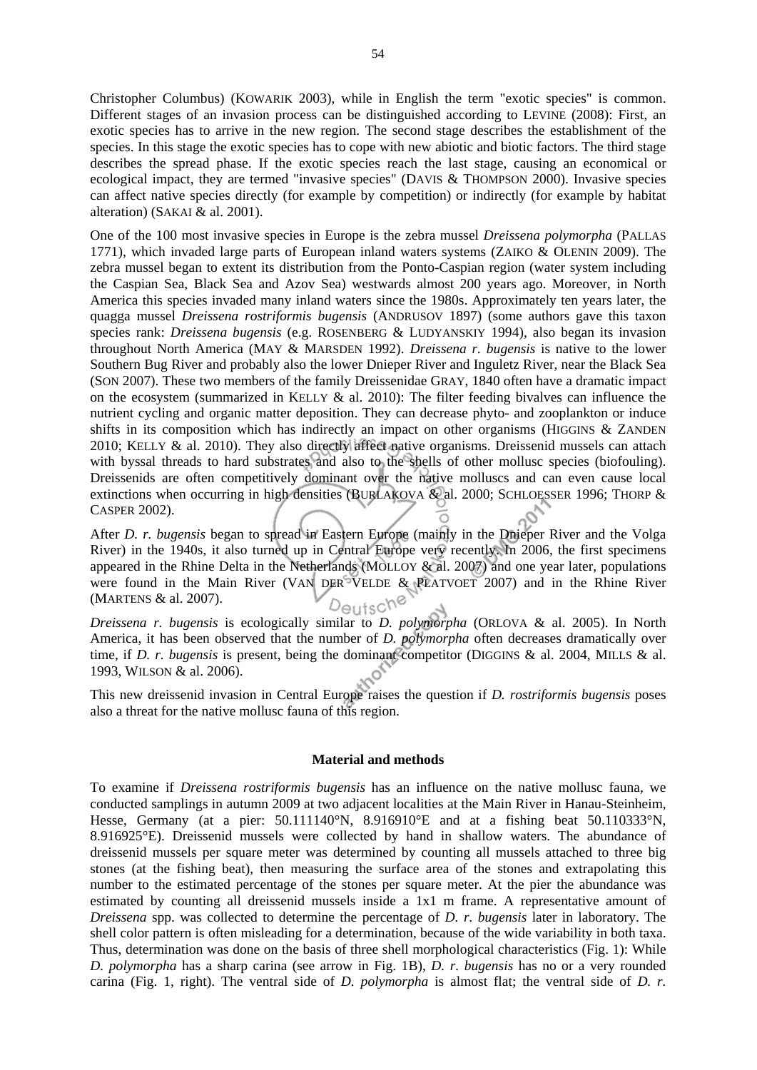Christopher Columbus) (KOWARIK 2003), while in English the term "exotic species" is common. Different stages of an invasion process can be distinguished according to LEVINE (2008): First, an exotic species has to arrive in the new region. The second stage describes the establishment of the species. In this stage the exotic species has to cope with new abiotic and biotic factors. The third stage describes the spread phase. If the exotic species reach the last stage, causing an economical or ecological impact, they are termed "invasive species" (DAVIS & THOMPSON 2000). Invasive species can affect native species directly (for example by competition) or indirectly (for example by habitat alteration) (SAKAI & al. 2001).

One of the 100 most invasive species in Europe is the zebra mussel *Dreissena polymorpha* (PALLAS 1771), which invaded large parts of European inland waters systems (ZAIKO & OLENIN 2009). The zebra mussel began to extent its distribution from the Ponto-Caspian region (water system including the Caspian Sea, Black Sea and Azov Sea) westwards almost 200 years ago. Moreover, in North America this species invaded many inland waters since the 1980s. Approximately ten years later, the quagga mussel *Dreissena rostriformis bugensis* (ANDRUSOV 1897) (some authors gave this taxon species rank: *Dreissena bugensis* (e.g. ROSENBERG & LUDYANSKIY 1994), also began its invasion throughout North America (MAY & MARSDEN 1992). *Dreissena r. bugensis* is native to the lower Southern Bug River and probably also the lower Dnieper River and Inguletz River, near the Black Sea (SON 2007). These two members of the family Dreissenidae GRAY, 1840 often have a dramatic impact on the ecosystem (summarized in KELLY & al. 2010): The filter feeding bivalves can influence the nutrient cycling and organic matter deposition. They can decrease phyto- and zooplankton or induce shifts in its composition which has indirectly an impact on other organisms (HIGGINS & ZANDEN 2010; KELLY & al. 2010). They also directly affect native organisms. Dreissenid mussels can attach with byssal threads to hard substrates and also to the shells of other mollusc species (biofouling). Dreissenids are often competitively dominant over the native molluscs and can even cause local extinctions when occurring in high densities (BURLAKOVA & al. 2000; SCHLOESSER 1996; THORP & CASPER 2002).

After *D. r. bugensis* began to spread in Eastern Europe (mainly in the Dnieper River and the Volga River) in the 1940s, it also turned up in Central Europe very recently. In 2006, the first specimens appeared in the Rhine Delta in the Netherlands (MOLLOY & al. 2007) and one year later, populations were found in the Main River (VAN DER VELDE & PLATVOET 2007) and in the Rhine River (MARTENS & al. 2007).

*Dreissena r. bugensis* is ecologically similar to *D. polymorpha* (ORLOVA & al. 2005). In North America, it has been observed that the number of *D. polymorpha* often decreases dramatically over time, if *D. r. bugensis* is present, being the dominant competitor (DIGGINS & al. 2004, MILLS & al. 1993, WILSON & al. 2006).

This new dreissenid invasion in Central Europe raises the question if *D. rostriformis bugensis* poses also a threat for the native mollusc fauna of this region.

## Material and methods

To examine if *Dreissena rostriformis bugensis* has an influence on the native mollusc fauna, we conducted samplings in autumn 2009 at two adjacent localities at the Main River in Hanau-Steinheim, Hesse, Germany (at a pier: 50.111140°N, 8.916910°E and at a fishing beat 50.110333°N, 8.916925°E). Dreissenid mussels were collected by hand in shallow waters. The abundance of dreissenid mussels per square meter was determined by counting all mussels attached to three big stones (at the fishing beat), then measuring the surface area of the stones and extrapolating this number to the estimated percentage of the stones per square meter. At the pier the abundance was estimated by counting all dreissenid mussels inside a 1x1 m frame. A representative amount of *Dreissena* spp. was collected to determine the percentage of *D. r. bugensis* later in laboratory. The shell color pattern is often misleading for a determination, because of the wide variability in both taxa. Thus, determination was done on the basis of three shell morphological characteristics (Fig. 1): While *D. polymorpha* has a sharp carina (see arrow in Fig. 1B), *D. r. bugensis* has no or a very rounded carina (Fig. 1, right). The ventral side of *D. polymorpha* is almost flat; the ventral side of *D. r.*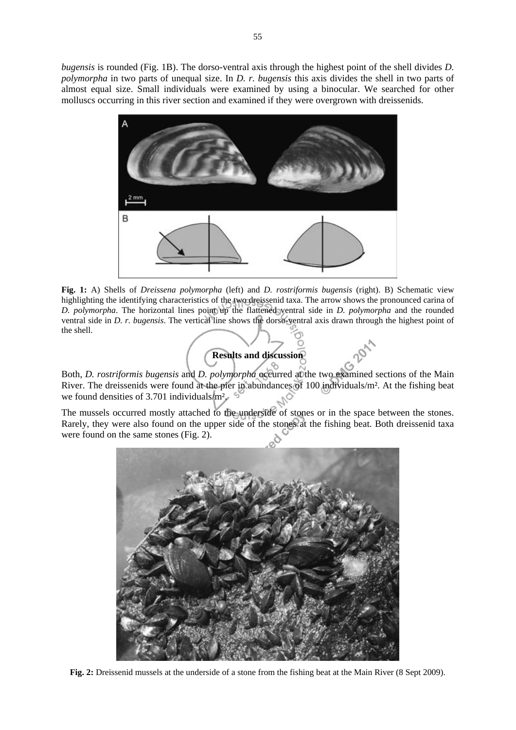*bugensis* is rounded (Fig. 1B). The dorso-ventral axis through the highest point of the shell divides *D. polymorpha* in two parts of unequal size. In *D. r. bugensis* this axis divides the shell in two parts of almost equal size. Small individuals were examined by using a binocular. We searched for other molluscs occurring in this river section and examined if they were overgrown with dreissenids.

**Fig. 1:** A) Shells of *Dreissena polymorpha* (left) and *D. rostriformis bugensis* (right). B) Schematic view highlighting the identifying characteristics of the two dreissenid taxa. The arrow shows the pronounced carina of *D. polymorpha*. The horizontal lines point up the flattened ventral side in *D. polymorpha* and the rounded ventral side in *D. r. bugensis*. The vertical line shows the dorso-ventral axis drawn through the highest point of the shell.

## Results and discussion

Both, *D. rostriformis bugensis* and *D. polymorpha* occurred at the two examined sections of the Main River. The dreissenids were found at the pier in abundances of 100 individuals/m². At the fishing beat we found densities of 3.701 individuals/m².

The mussels occurred mostly attached to the underside of stones or in the space between the stones. Rarely, they were also found on the upper side of the stones at the fishing beat. Both dreissenid taxa were found on the same stones (Fig. 2).

**Fig. 2:** Dreissenid mussels at the underside of a stone from the fishing beat at the Main River (8 Sept 2009).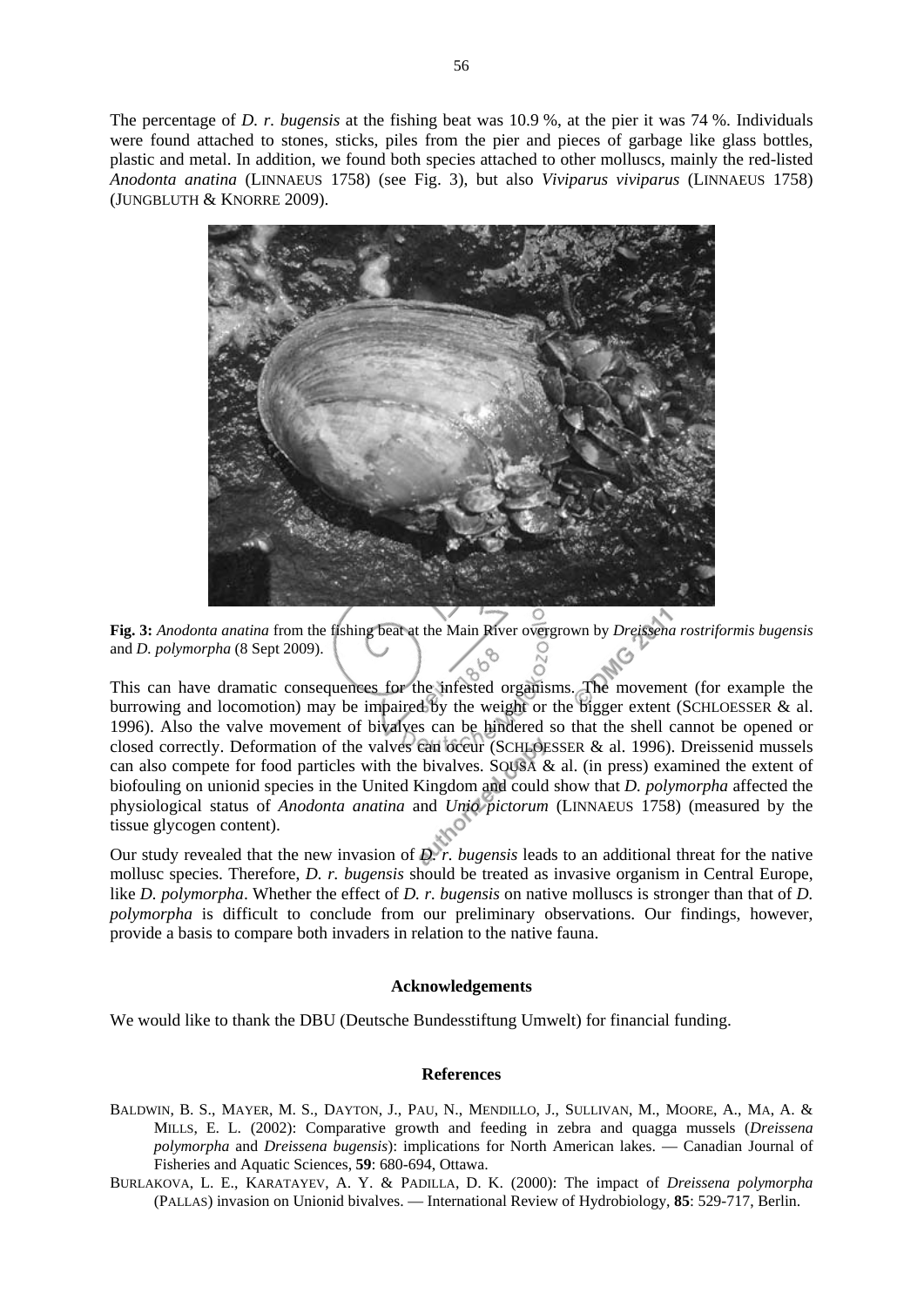The percentage of *D. r. bugensis* at the fishing beat was 10.9 %, at the pier it was 74 %. Individuals were found attached to stones, sticks, piles from the pier and pieces of garbage like glass bottles, plastic and metal. In addition, we found both species attached to other molluscs, mainly the red-listed *Anodonta anatina* (LINNAEUS 1758) (see Fig. 3), but also *Viviparus viviparus* (LINNAEUS 1758) (JUNGBLUTH & KNORRE 2009).

**Fig. 3:** *Anodonta anatina* from the fishing beat at the Main River overgrown by *Dreissena rostriformis bugensis* and *D. polymorpha* (8 Sept 2009).

This can have dramatic consequences for the infested organisms. The movement (for example the burrowing and locomotion) may be impaired by the weight or the bigger extent (SCHLOESSER & al. 1996). Also the valve movement of bivalves can be hindered so that the shell cannot be opened or closed correctly. Deformation of the valves can occur (SCHLOESSER & al. 1996). Dreissenid mussels can also compete for food particles with the bivalves. SOUSA & al. (in press) examined the extent of biofouling on unionid species in the United Kingdom and could show that *D. polymorpha* affected the physiological status of *Anodonta anatina* and *Unio pictorum* (LINNAEUS 1758) (measured by the tissue glycogen content).

Our study revealed that the new invasion of *D. r. bugensis* leads to an additional threat for the native mollusc species. Therefore, *D. r. bugensis* should be treated as invasive organism in Central Europe, like *D. polymorpha*. Whether the effect of *D. r. bugensis* on native molluscs is stronger than that of *D. polymorpha* is difficult to conclude from our preliminary observations. Our findings, however, provide a basis to compare both invaders in relation to the native fauna.

## Acknowledgements

We would like to thank the DBU (Deutsche Bundesstiftung Umwelt) for financial funding.

## References

BALDWIN, B. S., MAYER, M. S., DAYTON, J., PAU, N., MENDILLO, J., SULLIVAN, M., MOORE, A., MA, A. & MILLS, E. L. (2002): Comparative growth and feeding in zebra and quagga mussels (*Dreissena polymorpha* and *Dreissena bugensis*): implications for North American lakes. — Canadian Journal of Fisheries and Aquatic Sciences, **59**: 680-694, Ottawa.

BURLAKOVA, L. E., KARATAYEV, A. Y. & PADILLA, D. K. (2000): The impact of *Dreissena polymorpha* (PALLAS) invasion on Unionid bivalves. — International Review of Hydrobiology, **85**: 529-717, Berlin.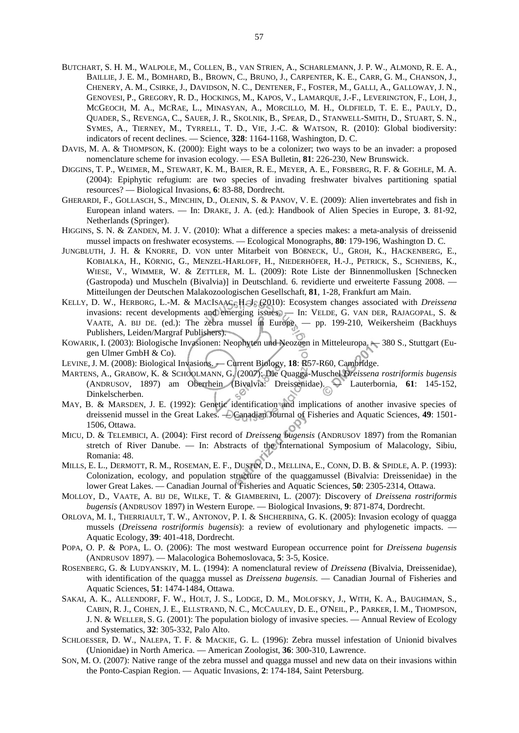BUTCHART, S. H. M., WALPOLE, M., COLLEN, B., VAN STRIEN, A., SCHARLEMANN, J. P. W., ALMOND, R. E. A., BAILLIE, J. E. M., BOMHARD, B., BROWN, C., BRUNO, J., CARPENTER, K. E., CARR, G. M., CHANSON, J., CHENERY, A. M., CSIRKE, J., DAVIDSON, N. C., DENTENER, F., FOSTER, M., GALLI, A., GALLOWAY, J. N., GENOVESI, P., GREGORY, R. D., HOCKINGS, M., KAPOS, V., LAMARQUE, J.-F., LEVERINGTON, F., LOH, J., MCGEOCH, M. A., MCRAE, L., MINASYAN, A., MORCILLO, M. H., OLDFIELD, T. E. E., PAULY, D., QUADER, S., REVENGA, C., SAUER, J. R., SKOLNIK, B., SPEAR, D., STANWELL-SMITH, D., STUART, S. N., SYMES, A., TIERNEY, M., TYRRELL, T. D., VIE, J.-C. & WATSON, R. (2010): Global biodiversity: indicators of recent declines. — Science, **328**: 1164-1168, Washington, D. C.

DAVIS, M. A. & THOMPSON, K. (2000): Eight ways to be a colonizer; two ways to be an invader: a proposed nomenclature scheme for invasion ecology. — ESA Bulletin, **81**: 226-230, New Brunswick.

DIGGINS, T. P., WEIMER, M., STEWART, K. M., BAIER, R. E., MEYER, A. E., FORSBERG, R. F. & GOEHLE, M. A. (2004): Epiphytic refugium: are two species of invading freshwater bivalves partitioning spatial resources? — Biological Invasions, **6**: 83-88, Dordrecht.

GHERARDI, F., GOLLASCH, S., MINCHIN, D., OLENIN, S. & PANOV, V. E. (2009): Alien invertebrates and fish in European inland waters. — In: DRAKE, J. A. (ed.): Handbook of Alien Species in Europe, **3**. 81-92, Netherlands (Springer).

HIGGINS, S. N. & ZANDEN, M. J. V. (2010): What a difference a species makes: a meta-analysis of dreissenid mussel impacts on freshwater ecosystems. — Ecological Monographs, **80**: 179-196, Washington D. C.

JUNGBLUTH, J. H. & KNORRE, D. VON unter Mitarbeit von BÖßNECK, U., GROH, K., HACKENBERG, E., KOBIALKA, H., KÖRNIG, G., MENZEL-HARLOFF, H., NIEDERHÖFER, H.-J., PETRICK, S., SCHNIEBS, K., WIESE, V., WIMMER, W. & ZETTLER, M. L. (2009): Rote Liste der Binnenmollusken [Schnecken (Gastropoda) und Muscheln (Bivalvia)] in Deutschland. 6. revidierte und erweiterte Fassung 2008. — Mitteilungen der Deutschen Malakozoologischen Gesellschaft, **81**, 1-28, Frankfurt am Main.

KELLY, D. W., HERBORG, L.-M. & MACISAAC, H. J. (2010): Ecosystem changes associated with *Dreissena* invasions: recent developments and emerging issues. — In: VELDE, G. VAN DER, RAJAGOPAL, S. & VAATE, A. BIJ DE. (ed.): The zebra mussel in Europe. — pp. 199-210, Weikersheim (Backhuys Publishers, Leiden/Margraf Publishers).

KOWARIK, I. (2003): Biologische Invasionen: Neophyten und Neozoen in Mitteleuropa. — 380 S., Stuttgart (Eugen Ulmer GmbH & Co).

LEVINE, J. M. (2008): Biological Invasions. — Current Biology, **18**: R57-R60, Cambridge.

MARTENS, A., GRABOW, K. & SCHOOLMANN, G. (2007): Die Quagga-Muschel *Dreissena rostriformis bugensis* (ANDRUSOV, 1897) am Oberrhein (Bivalvia: Dreissenidae). — Lauterbornia, **61**: 145-152, Dinkelscherben.

MAY, B. & MARSDEN, J. E. (1992): Genetic identification and implications of another invasive species of dreissenid mussel in the Great Lakes. — Canadian Journal of Fisheries and Aquatic Sciences, **49**: 1501-1506, Ottawa.

MICU, D. & TELEMBICI, A. (2004): First record of *Dreissena bugensis* (ANDRUSOV 1897) from the Romanian stretch of River Danube. — In: Abstracts of the International Symposium of Malacology, Sibiu, Romania: 48.

MILLS, E. L., DERMOTT, R. M., ROSEMAN, E. F., DUSTIN, D., MELLINA, E., CONN, D. B. & SPIDLE, A. P. (1993): Colonization, ecology, and population structure of the quaggamussel (Bivalvia: Dreissenidae) in the lower Great Lakes. — Canadian Journal of Fisheries and Aquatic Sciences, **50**: 2305-2314, Ottawa.

MOLLOY, D., VAATE, A. BIJ DE, WILKE, T. & GIAMBERINI, L. (2007): Discovery of *Dreissena rostriformis bugensis* (ANDRUSOV 1897) in Western Europe. — Biological Invasions, **9**: 871-874, Dordrecht.

ORLOVA, M. I., THERRIAULT, T. W., ANTONOV, P. I. & SHCHERBINA, G. K. (2005): Invasion ecology of quagga mussels (*Dreissena rostriformis bugensis*): a review of evolutionary and phylogenetic impacts. — Aquatic Ecology, **39**: 401-418, Dordrecht.

POPA, O. P. & POPA, L. O. (2006): The most westward European occurrence point for *Dreissena bugensis* (ANDRUSOV 1897). — Malacologica Bohemoslovaca, **5**: 3-5, Kosice.

ROSENBERG, G. & LUDYANSKIY, M. L. (1994): A nomenclatural review of *Dreissena* (Bivalvia, Dreissenidae), with identification of the quagga mussel as *Dreissena bugensis*. — Canadian Journal of Fisheries and Aquatic Sciences, **51**: 1474-1484, Ottawa.

SAKAI, A. K., ALLENDORF, F. W., HOLT, J. S., LODGE, D. M., MOLOFSKY, J., WITH, K. A., BAUGHMAN, S., CABIN, R. J., COHEN, J. E., ELLSTRAND, N. C., MCCAULEY, D. E., O'NEIL, P., PARKER, I. M., THOMPSON, J. N. & WELLER, S. G. (2001): The population biology of invasive species. — Annual Review of Ecology and Systematics, **32**: 305-332, Palo Alto.

SCHLOESSER, D. W., NALEPA, T. F. & MACKIE, G. L. (1996): Zebra mussel infestation of Unionid bivalves (Unionidae) in North America. — American Zoologist, **36**: 300-310, Lawrence.

SON, M. O. (2007): Native range of the zebra mussel and quagga mussel and new data on their invasions within the Ponto-Caspian Region. — Aquatic Invasions, **2**: 174-184, Saint Petersburg.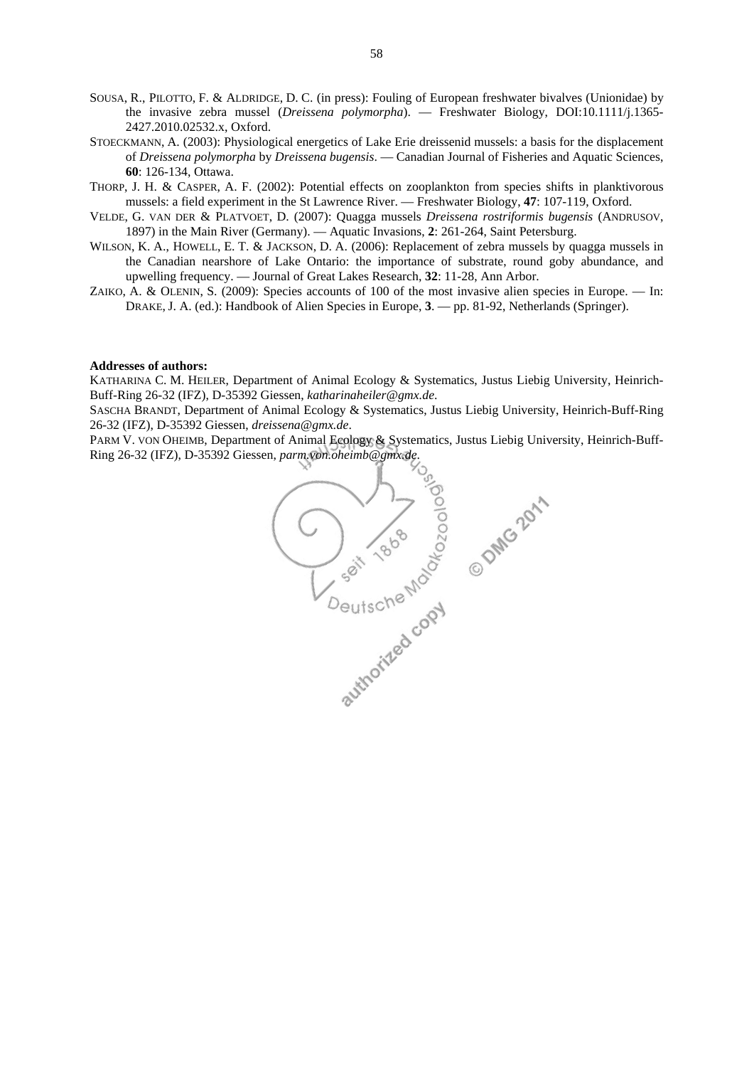SOUSA, R., PILOTTO, F. & ALDRIDGE, D. C. (in press): Fouling of European freshwater bivalves (Unionidae) by the invasive zebra mussel (*Dreissena polymorpha*). — Freshwater Biology, DOI:10.1111/j.1365-2427.2010.02532.x, Oxford.

STOECKMANN, A. (2003): Physiological energetics of Lake Erie dreissenid mussels: a basis for the displacement of *Dreissena polymorpha* by *Dreissena bugensis*. — Canadian Journal of Fisheries and Aquatic Sciences, **60**: 126-134, Ottawa.

THORP, J. H. & CASPER, A. F. (2002): Potential effects on zooplankton from species shifts in planktivorous mussels: a field experiment in the St Lawrence River. — Freshwater Biology, **47**: 107-119, Oxford.

VELDE, G. VAN DER & PLATVOET, D. (2007): Quagga mussels *Dreissena rostriformis bugensis* (ANDRUSOV, 1897) in the Main River (Germany). — Aquatic Invasions, **2**: 261-264, Saint Petersburg.

WILSON, K. A., HOWELL, E. T. & JACKSON, D. A. (2006): Replacement of zebra mussels by quagga mussels in the Canadian nearshore of Lake Ontario: the importance of substrate, round goby abundance, and upwelling frequency. — Journal of Great Lakes Research, **32**: 11-28, Ann Arbor.

ZAIKO, A. & OLENIN, S. (2009): Species accounts of 100 of the most invasive alien species in Europe. — In: DRAKE, J. A. (ed.): Handbook of Alien Species in Europe, **3**. — pp. 81-92, Netherlands (Springer).

**Addresses of authors:**

KATHARINA C. M. HEILER, Department of Animal Ecology & Systematics, Justus Liebig University, Heinrich-Buff-Ring 26-32 (IFZ), D-35392 Giessen, *katharinaheiler@gmx.de*.

SASCHA BRANDT, Department of Animal Ecology & Systematics, Justus Liebig University, Heinrich-Buff-Ring 26-32 (IFZ), D-35392 Giessen, *dreissena@gmx.de*.

PARM V. VON OHEIMB, Department of Animal Ecology & Systematics, Justus Liebig University, Heinrich-Buff-Ring 26-32 (IFZ), D-35392 Giessen, *parm.von.oheimb@gmx.de*.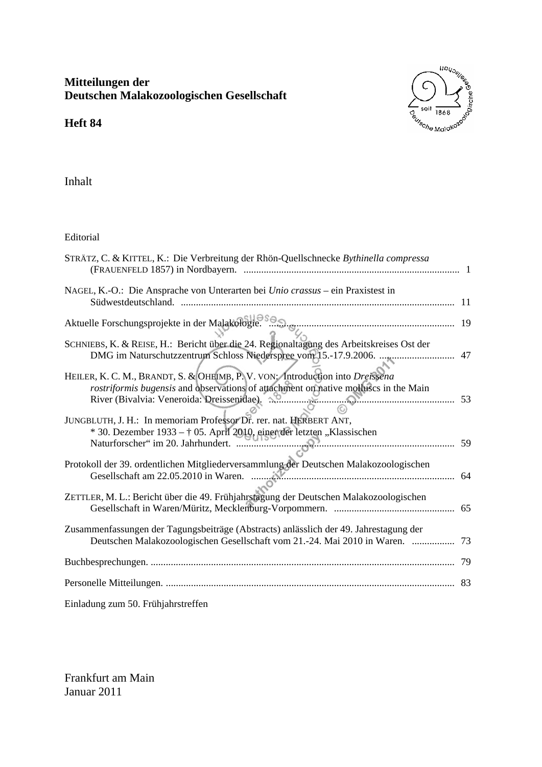**Mitteilungen der**
**Deutschen Malakozoologischen Gesellschaft**

**Heft 84**

Inhalt

Editorial

STRÄTZ, C. & KITTEL, K.: Die Verbreitung der Rhön-Quellschnecke *Bythinella compressa* (FRAUENFELD 1857) in Nordbayern. ...... 1

NAGEL, K.-O.: Die Ansprache von Unterarten bei *Unio crassus* – ein Praxistest in Südwestdeutschland. ...... 11

Aktuelle Forschungsprojekte in der Malakologie. ...... 19

SCHNIEBS, K. & REISE, H.: Bericht über die 24. Regionaltagung des Arbeitskreises Ost der DMG im Naturschutzzentrum Schloss Niederspree vom 15.-17.9.2006. ...... 47

HEILER, K. C. M., BRANDT, S. & OHEIMB, P. V. VON: Introduction into *Dreissena rostriformis bugensis* and observations of attachment on native molluscs in the Main River (Bivalvia: Veneroida: Dreissenidae). ...... 53

JUNGBLUTH, J. H.: In memoriam Professor Dr. rer. nat. HERBERT ANT, * 30. Dezember 1933 – † 05. April 2010, einer der letzten „Klassischen Naturforscher“ im 20. Jahrhundert. ...... 59

Protokoll der 39. ordentlichen Mitgliederversammlung der Deutschen Malakozoologischen Gesellschaft am 22.05.2010 in Waren. ...... 64

ZETTLER, M. L.: Bericht über die 49. Frühjahrstagung der Deutschen Malakozoologischen Gesellschaft in Waren/Müritz, Mecklenburg-Vorpommern. ...... 65

Zusammenfassungen der Tagungsbeiträge (Abstracts) anlässlich der 49. Jahrestagung der Deutschen Malakozoologischen Gesellschaft vom 21.-24. Mai 2010 in Waren. ...... 73

Buchbesprechungen. ...... 79

Personelle Mitteilungen. ...... 83

Einladung zum 50. Frühjahrstreffen

Frankfurt am Main
Januar 2011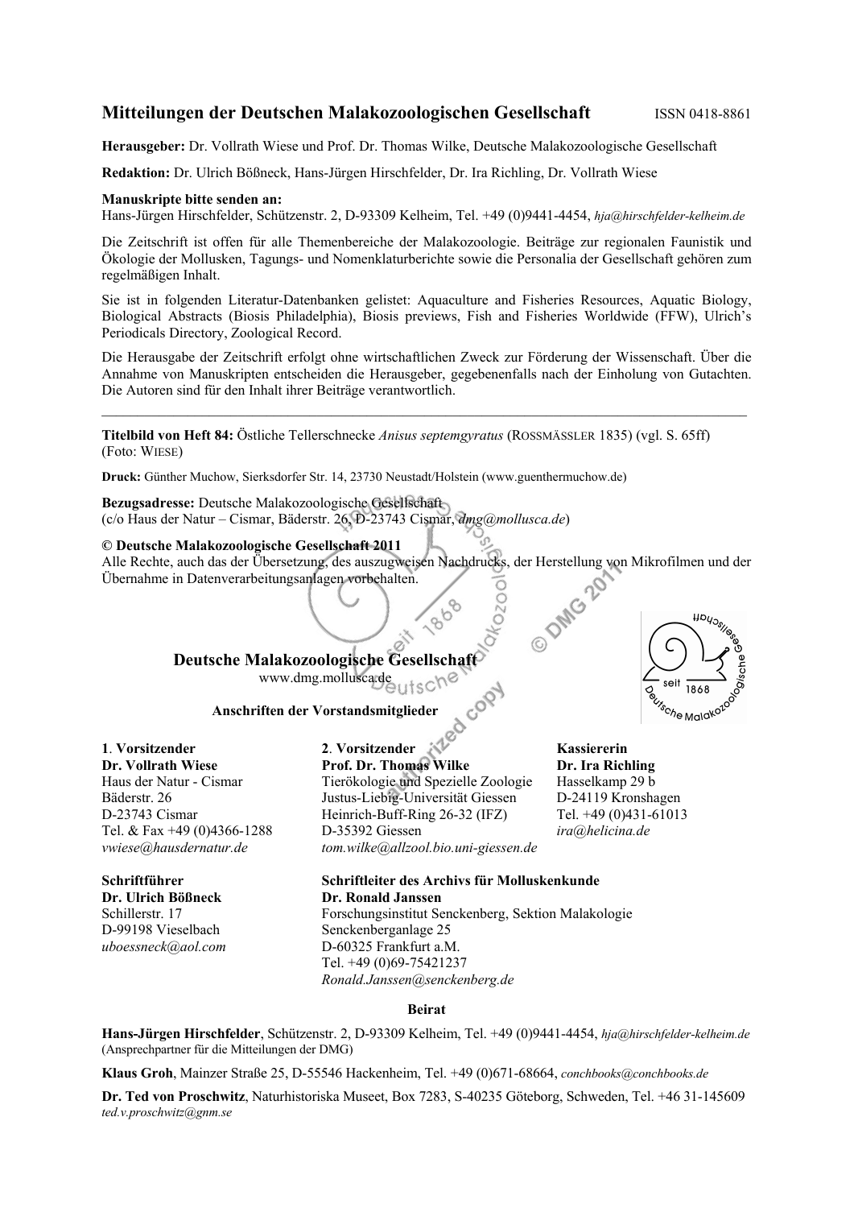# Mitteilungen der Deutschen Malakozoologischen Gesellschaft

ISSN 0418-8861

**Herausgeber:** Dr. Vollrath Wiese und Prof. Dr. Thomas Wilke, Deutsche Malakozoologische Gesellschaft

**Redaktion:** Dr. Ulrich Bößneck, Hans-Jürgen Hirschfelder, Dr. Ira Richling, Dr. Vollrath Wiese

**Manuskripte bitte senden an:**
Hans-Jürgen Hirschfelder, Schützenstr. 2, D-93309 Kelheim, Tel. +49 (0)9441-4454, *hja@hirschfelder-kelheim.de*

Die Zeitschrift ist offen für alle Themenbereiche der Malakozoologie. Beiträge zur regionalen Faunistik und Ökologie der Mollusken, Tagungs- und Nomenklaturberichte sowie die Personalia der Gesellschaft gehören zum regelmäßigen Inhalt.

Sie ist in folgenden Literatur-Datenbanken gelistet: Aquaculture and Fisheries Resources, Aquatic Biology, Biological Abstracts (Biosis Philadelphia), Biosis previews, Fish and Fisheries Worldwide (FFW), Ulrich's Periodicals Directory, Zoological Record.

Die Herausgabe der Zeitschrift erfolgt ohne wirtschaftlichen Zweck zur Förderung der Wissenschaft. Über die Annahme von Manuskripten entscheiden die Herausgeber, gegebenenfalls nach der Einholung von Gutachten. Die Autoren sind für den Inhalt ihrer Beiträge verantwortlich.

---

**Titelbild von Heft 84:** Östliche Tellerschnecke *Anisus septemgyratus* (ROSSMÄSSLER 1835) (vgl. S. 65ff) (Foto: WIESE)

**Druck:** Günther Muchow, Sierksdorfer Str. 14, 23730 Neustadt/Holstein (www.guenthermuchow.de)

**Bezugsadresse:** Deutsche Malakozoologische Gesellschaft
(c/o Haus der Natur – Cismar, Bäderstr. 26, D-23743 Cismar, *dmg@mollusca.de*)

**© Deutsche Malakozoologische Gesellschaft 2011**
Alle Rechte, auch das der Übersetzung, des auszugweisen Nachdrucks, der Herstellung von Mikrofilmen und der Übernahme in Datenverarbeitungsanlagen vorbehalten.

## Deutsche Malakozoologische Gesellschaft

www.dmg.mollusca.de

### Anschriften der Vorstandsmitglieder

**1. Vorsitzender**
**Dr. Vollrath Wiese**
Haus der Natur - Cismar
Bäderstr. 26
D-23743 Cismar
Tel. & Fax +49 (0)4366-1288
*vwiese@hausdernatur.de*

**2. Vorsitzender**
**Prof. Dr. Thomas Wilke**
Tierökologie und Spezielle Zoologie
Justus-Liebig-Universität Giessen
Heinrich-Buff-Ring 26-32 (IFZ)
D-35392 Giessen
*tom.wilke@allzool.bio.uni-giessen.de*

**Kassiererin**
**Dr. Ira Richling**
Hasselkamp 29 b
D-24119 Kronshagen
Tel. +49 (0)431-61013
*ira@helicina.de*

**Schriftführer**
**Dr. Ulrich Bößneck**
Schillerstr. 17
D-99198 Vieselbach
*uboessneck@aol.com*

**Schriftleiter des Archivs für Molluskenkunde**
**Dr. Ronald Janssen**
Forschungsinstitut Senckenberg, Sektion Malakologie
Senckenberganlage 25
D-60325 Frankfurt a.M.
Tel. +49 (0)69-75421237
*Ronald.Janssen@senckenberg.de*

### Beirat

**Hans-Jürgen Hirschfelder**, Schützenstr. 2, D-93309 Kelheim, Tel. +49 (0)9441-4454, *hja@hirschfelder-kelheim.de*
(Ansprechpartner für die Mitteilungen der DMG)

**Klaus Groh**, Mainzer Straße 25, D-55546 Hackenheim, Tel. +49 (0)671-68664, *conchbooks@conchbooks.de*

**Dr. Ted von Proschwitz**, Naturhistoriska Museet, Box 7283, S-40235 Göteborg, Schweden, Tel. +46 31-145609
*ted.v.proschwitz@gnm.se*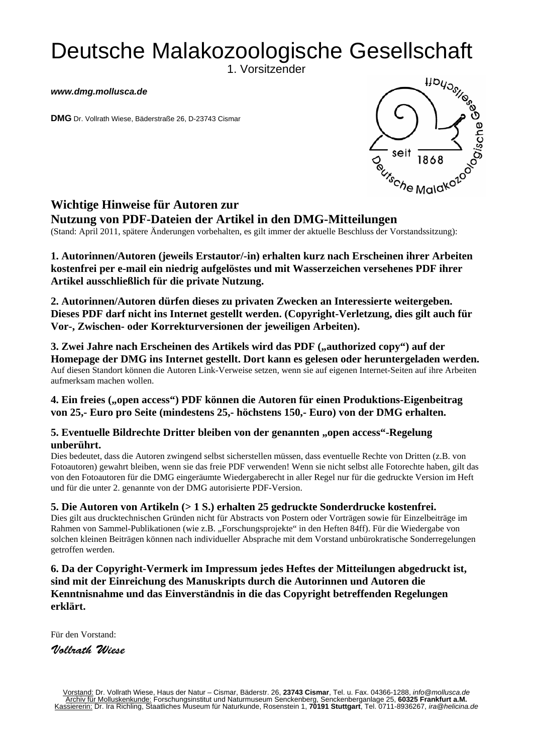# Deutsche Malakozoologische Gesellschaft

1. Vorsitzender

***www.dmg.mollusca.de***

**DMG** Dr. Vollrath Wiese, Bäderstraße 26, D-23743 Cismar

## Wichtige Hinweise für Autoren zur Nutzung von PDF-Dateien der Artikel in den DMG-Mitteilungen

(Stand: April 2011, spätere Änderungen vorbehalten, es gilt immer der aktuelle Beschluss der Vorstandssitzung):

**1. Autorinnen/Autoren (jeweils Erstautor/-in) erhalten kurz nach Erscheinen ihrer Arbeiten kostenfrei per e-mail ein niedrig aufgelöstes und mit Wasserzeichen versehenes PDF ihrer Artikel ausschließlich für die private Nutzung.**

**2. Autorinnen/Autoren dürfen dieses zu privaten Zwecken an Interessierte weitergeben. Dieses PDF darf nicht ins Internet gestellt werden. (Copyright-Verletzung, dies gilt auch für Vor-, Zwischen- oder Korrekturversionen der jeweiligen Arbeiten).**

**3. Zwei Jahre nach Erscheinen des Artikels wird das PDF („authorized copy“) auf der Homepage der DMG ins Internet gestellt. Dort kann es gelesen oder heruntergeladen werden.**
Auf diesen Standort können die Autoren Link-Verweise setzen, wenn sie auf eigenen Internet-Seiten auf ihre Arbeiten aufmerksam machen wollen.

**4. Ein freies („open access“) PDF können die Autoren für einen Produktions-Eigenbeitrag von 25,- Euro pro Seite (mindestens 25,- höchstens 150,- Euro) von der DMG erhalten.**

**5. Eventuelle Bildrechte Dritter bleiben von der genannten „open access“-Regelung unberührt.**
Dies bedeutet, dass die Autoren zwingend selbst sicherstellen müssen, dass eventuelle Rechte von Dritten (z.B. von Fotoautoren) gewahrt bleiben, wenn sie das freie PDF verwenden! Wenn sie nicht selbst alle Fotorechte haben, gilt das von den Fotoautoren für die DMG eingeräumte Wiedergaberecht in aller Regel nur für die gedruckte Version im Heft und für die unter 2. genannte von der DMG autorisierte PDF-Version.

**5. Die Autoren von Artikeln (> 1 S.) erhalten 25 gedruckte Sonderdrucke kostenfrei.**
Dies gilt aus drucktechnischen Gründen nicht für Abstracts von Postern oder Vorträgen sowie für Einzelbeiträge im Rahmen von Sammel-Publikationen (wie z.B. „Forschungsprojekte“ in den Heften 84ff). Für die Wiedergabe von solchen kleinen Beiträgen können nach individueller Absprache mit dem Vorstand unbürokratische Sonderregelungen getroffen werden.

**6. Da der Copyright-Vermerk im Impressum jedes Heftes der Mitteilungen abgedruckt ist, sind mit der Einreichung des Manuskripts durch die Autorinnen und Autoren die Kenntnisnahme und das Einverständnis in die das Copyright betreffenden Regelungen erklärt.**

Für den Vorstand:

*Vollrath Wiese*

Vorstand: Dr. Vollrath Wiese, Haus der Natur – Cismar, Bäderstr. 26, **23743 Cismar**, Tel. u. Fax. 04366-1288, *info@mollusca.de*
Archiv für Molluskenkunde: Forschungsinstitut und Naturmuseum Senckenberg, Senckenberganlage 25, **60325 Frankfurt a.M.**
Kassiererin: Dr. Ira Richling, Staatliches Museum für Naturkunde, Rosenstein 1, **70191 Stuttgart**, Tel. 0711-8936267, *ira@helicina.de*